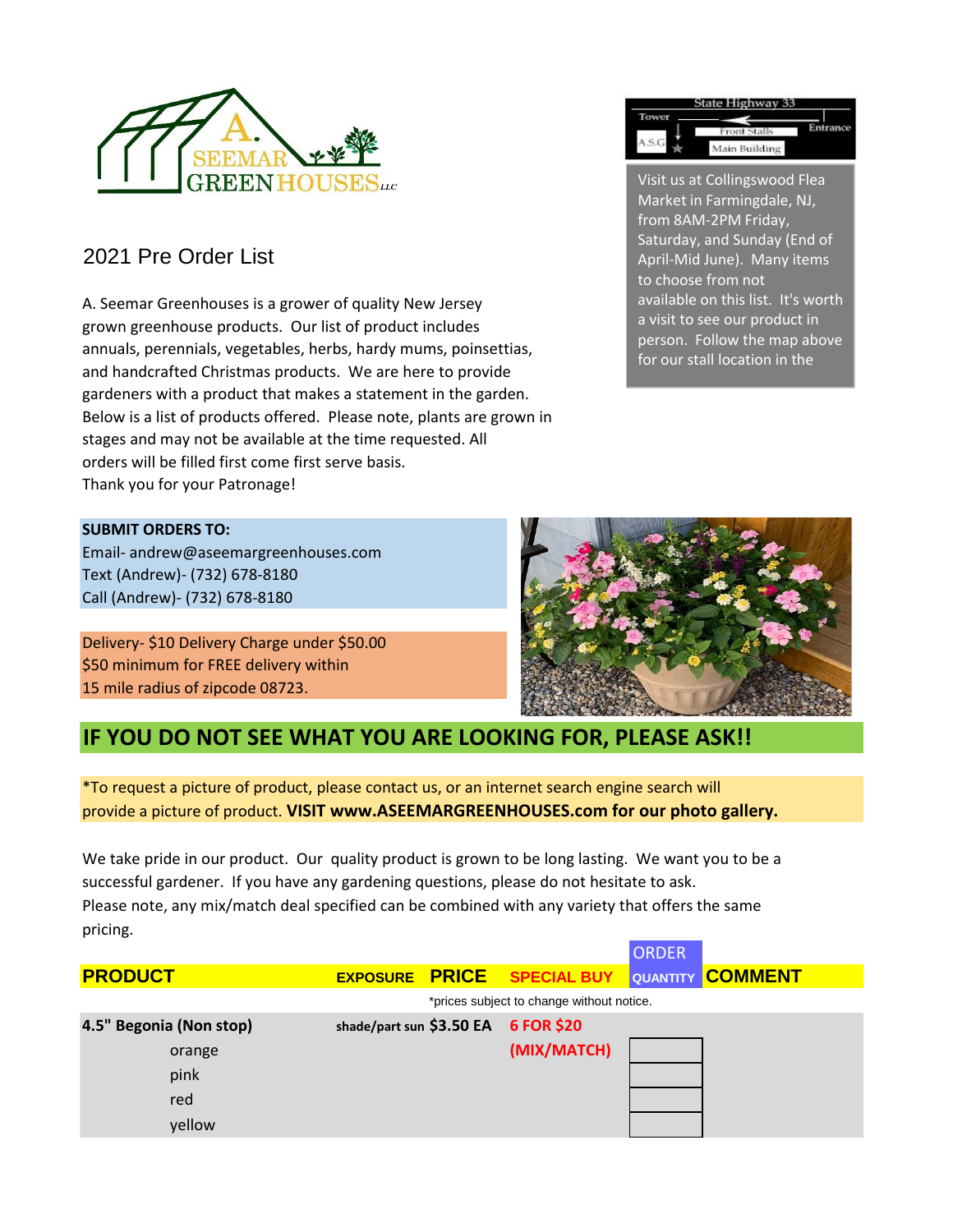A. SEEMAR GREENHOUSES LLC

State Highway 33

Tower — Entrance — Front Stalls — A.S.G — Main Building

Visit us at Collingswood Flea Market in Farmingdale, NJ, from 8AM-2PM Friday, Saturday, and Sunday (End of April-Mid June). Many items to choose from not available on this list. It's worth a visit to see our product in person. Follow the map above for our stall location in the

## 2021 Pre Order List

A. Seemar Greenhouses is a grower of quality New Jersey grown greenhouse products. Our list of product includes annuals, perennials, vegetables, herbs, hardy mums, poinsettias, and handcrafted Christmas products. We are here to provide gardeners with a product that makes a statement in the garden. Below is a list of products offered. Please note, plants are grown in stages and may not be available at the time requested. All orders will be filled first come first serve basis.
Thank you for your Patronage!

**SUBMIT ORDERS TO:**
Email- andrew@aseemargreenhouses.com
Text (Andrew)- (732) 678-8180
Call (Andrew)- (732) 678-8180

Delivery- $10 Delivery Charge under $50.00
$50 minimum for FREE delivery within
15 mile radius of zipcode 08723.

## IF YOU DO NOT SEE WHAT YOU ARE LOOKING FOR, PLEASE ASK!!

*To request a picture of product, please contact us, or an internet search engine search will provide a picture of product. **VISIT www.ASEEMARGREENHOUSES.com for our photo gallery.**

We take pride in our product. Our quality product is grown to be long lasting. We want you to be a successful gardener. If you have any gardening questions, please do not hesitate to ask.
Please note, any mix/match deal specified can be combined with any variety that offers the same pricing.

*prices subject to change without notice.

| PRODUCT | EXPOSURE | PRICE | SPECIAL BUY | ORDER QUANTITY | COMMENT |
|---|---|---|---|---|---|
| **4.5" Begonia (Non stop)** | shade/part sun | $3.50 EA | 6 FOR $20 | | |
| orange | | | (MIX/MATCH) | | |
| pink | | | | | |
| red | | | | | |
| yellow | | | | | |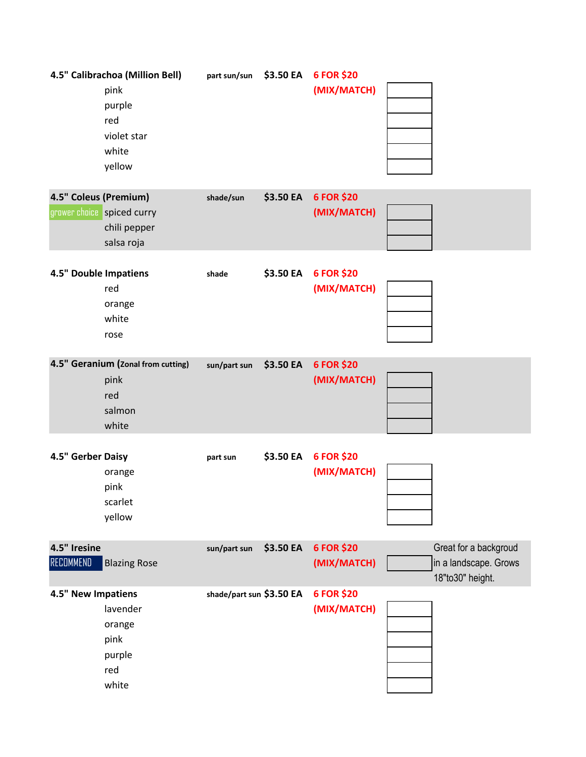| Item | Light | Price | Deal | Qty | Notes |
|---|---|---|---|---|---|
| **4.5" Calibrachoa (Million Bell)** | part sun/sun | $3.50 EA | 6 FOR $20 | | |
| pink | | | (MIX/MATCH) | | |
| purple | | | | | |
| red | | | | | |
| violet star | | | | | |
| white | | | | | |
| yellow | | | | | |
| **4.5" Coleus (Premium)** | shade/sun | $3.50 EA | 6 FOR $20 | | |
| grower choice spiced curry | | | (MIX/MATCH) | | |
| chili pepper | | | | | |
| salsa roja | | | | | |
| **4.5" Double Impatiens** | shade | $3.50 EA | 6 FOR $20 | | |
| red | | | (MIX/MATCH) | | |
| orange | | | | | |
| white | | | | | |
| rose | | | | | |
| **4.5" Geranium (Zonal from cutting)** | sun/part sun | $3.50 EA | 6 FOR $20 | | |
| pink | | | (MIX/MATCH) | | |
| red | | | | | |
| salmon | | | | | |
| white | | | | | |
| **4.5" Gerber Daisy** | part sun | $3.50 EA | 6 FOR $20 | | |
| orange | | | (MIX/MATCH) | | |
| pink | | | | | |
| scarlet | | | | | |
| yellow | | | | | |
| **4.5" Iresine** | sun/part sun | $3.50 EA | 6 FOR $20 | | Great for a backgroud |
| RECOMMEND Blazing Rose | | | (MIX/MATCH) | | in a landscape. Grows |
| | | | | | 18"to30" height. |
| **4.5" New Impatiens** | shade/part sun | $3.50 EA | 6 FOR $20 | | |
| lavender | | | (MIX/MATCH) | | |
| orange | | | | | |
| pink | | | | | |
| purple | | | | | |
| red | | | | | |
| white | | | | | |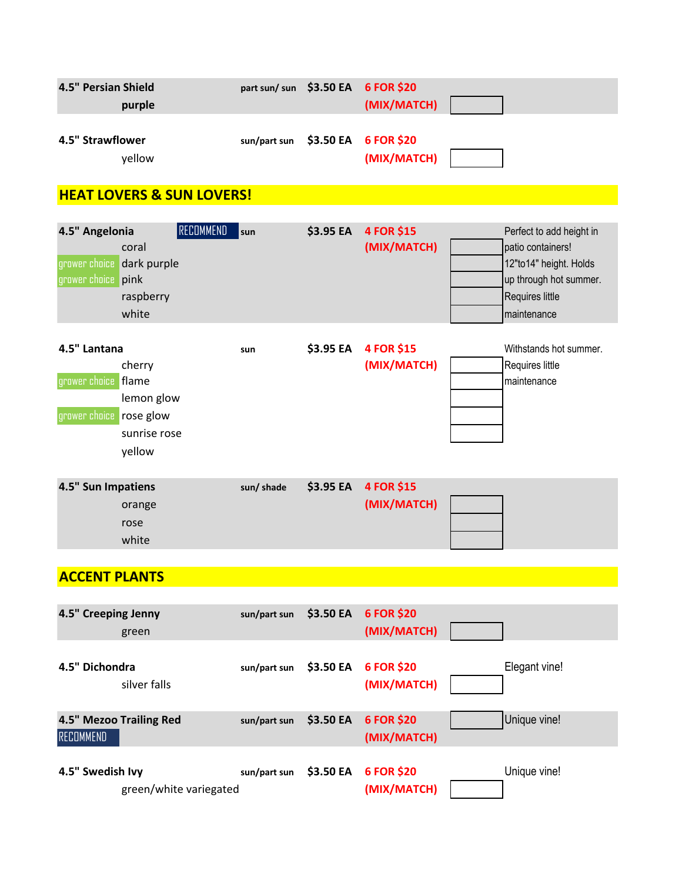| Plant | | Light | Price | Deal | Qty | Notes |
|---|---|---|---|---|---|---|
| **4.5" Persian Shield** | | **part sun/ sun** | **$3.50 EA** | **6 FOR $20** | | |
| | **purple** | | | **(MIX/MATCH)** | | |
| **4.5" Strawflower** | | **sun/part sun** | **$3.50 EA** | **6 FOR $20** | | |
| | yellow | | | **(MIX/MATCH)** | | |

## HEAT LOVERS & SUN LOVERS!

| Plant | | Light | Price | Deal | Qty | Notes |
|---|---|---|---|---|---|---|
| **4.5" Angelonia** RECOMMEND | | **sun** | **$3.95 EA** | **4 FOR $15** | | Perfect to add height in |
| | coral | | | **(MIX/MATCH)** | | patio containers! |
| grower choice | dark purple | | | | | 12"to14" height. Holds |
| grower choice | pink | | | | | up through hot summer. |
| | raspberry | | | | | Requires little |
| | white | | | | | maintenance |
| **4.5" Lantana** | | **sun** | **$3.95 EA** | **4 FOR $15** | | Withstands hot summer. |
| | cherry | | | **(MIX/MATCH)** | | Requires little |
| grower choice | flame | | | | | maintenance |
| | lemon glow | | | | | |
| grower choice | rose glow | | | | | |
| | sunrise rose | | | | | |
| | yellow | | | | | |
| **4.5" Sun Impatiens** | | **sun/ shade** | **$3.95 EA** | **4 FOR $15** | | |
| | orange | | | **(MIX/MATCH)** | | |
| | rose | | | | | |
| | white | | | | | |

## ACCENT PLANTS

| Plant | | Light | Price | Deal | Qty | Notes |
|---|---|---|---|---|---|---|
| **4.5" Creeping Jenny** | | **sun/part sun** | **$3.50 EA** | **6 FOR $20** | | |
| | green | | | **(MIX/MATCH)** | | |
| **4.5" Dichondra** | | **sun/part sun** | **$3.50 EA** | **6 FOR $20** | | Elegant vine! |
| | silver falls | | | **(MIX/MATCH)** | | |
| **4.5" Mezoo Trailing Red** | | **sun/part sun** | **$3.50 EA** | **6 FOR $20** | | Unique vine! |
| RECOMMEND | | | | **(MIX/MATCH)** | | |
| **4.5" Swedish Ivy** | | **sun/part sun** | **$3.50 EA** | **6 FOR $20** | | Unique vine! |
| | green/white variegated | | | **(MIX/MATCH)** | | |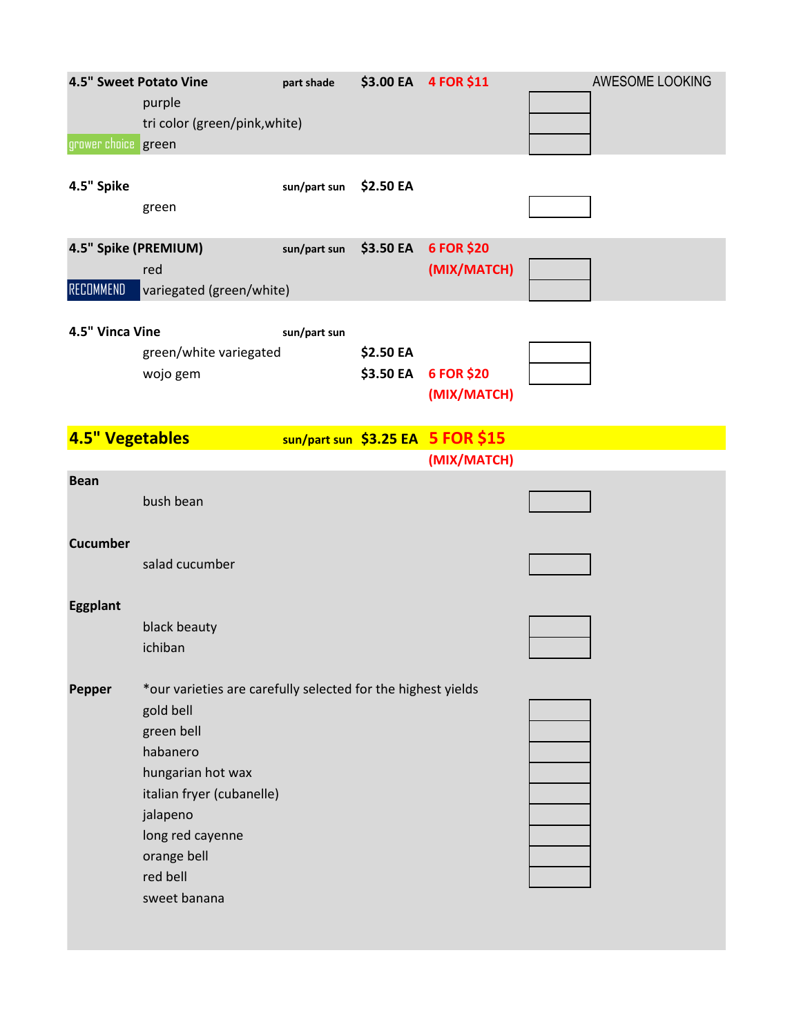| Item | Variety | Light | Price | Deal | Qty | Notes |
|---|---|---|---|---|---|---|
| **4.5" Sweet Potato Vine** | | part shade | $3.00 EA | 4 FOR $11 | | AWESOME LOOKING |
| | purple | | | | | |
| | tri color (green/pink,white) | | | | | |
| grower choice | green | | | | | |
| **4.5" Spike** | | sun/part sun | $2.50 EA | | | |
| | green | | | | | |
| **4.5" Spike (PREMIUM)** | | sun/part sun | $3.50 EA | 6 FOR $20 | | |
| | red | | | (MIX/MATCH) | | |
| RECOMMEND | variegated (green/white) | | | | | |
| **4.5" Vinca Vine** | | sun/part sun | | | | |
| | green/white variegated | | $2.50 EA | | | |
| | wojo gem | | $3.50 EA | 6 FOR $20 (MIX/MATCH) | | |

## 4.5" Vegetables — sun/part sun — $3.25 EA — 5 FOR $15 (MIX/MATCH)

| Item | Variety | Qty |
|---|---|---|
| **Bean** | | |
| | bush bean | |
| **Cucumber** | | |
| | salad cucumber | |
| **Eggplant** | | |
| | black beauty | |
| | ichiban | |
| **Pepper** | *our varieties are carefully selected for the highest yields | |
| | gold bell | |
| | green bell | |
| | habanero | |
| | hungarian hot wax | |
| | italian fryer (cubanelle) | |
| | jalapeno | |
| | long red cayenne | |
| | orange bell | |
| | red bell | |
| | sweet banana | |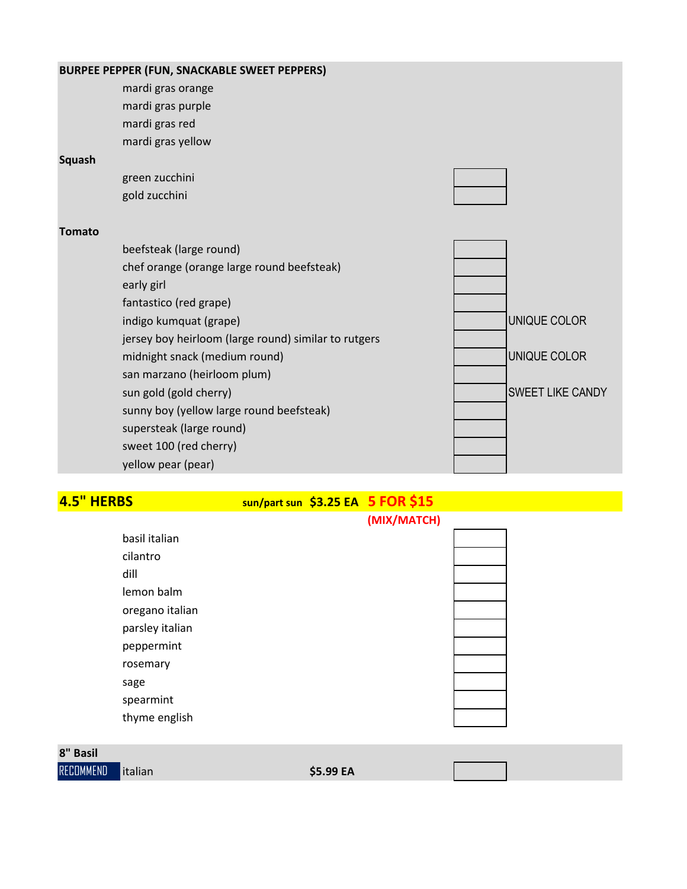**BURPEE PEPPER (FUN, SNACKABLE SWEET PEPPERS)**

- mardi gras orange
- mardi gras purple
- mardi gras red
- mardi gras yellow

**Squash**

| Item | Qty |
|---|---|
| green zucchini | |
| gold zucchini | |

**Tomato**

| Item | Qty | Note |
|---|---|---|
| beefsteak (large round) | | |
| chef orange (orange large round beefsteak) | | |
| early girl | | |
| fantastico (red grape) | | |
| indigo kumquat (grape) | | UNIQUE COLOR |
| jersey boy heirloom (large round) similar to rutgers | | |
| midnight snack (medium round) | | UNIQUE COLOR |
| san marzano (heirloom plum) | | |
| sun gold (gold cherry) | | SWEET LIKE CANDY |
| sunny boy (yellow large round beefsteak) | | |
| supersteak (large round) | | |
| sweet 100 (red cherry) | | |
| yellow pear (pear) | | |

## 4.5" HERBS

sun/part sun **$3.25 EA** **5 FOR $15** **(MIX/MATCH)**

| Item | Qty |
|---|---|
| basil italian | |
| cilantro | |
| dill | |
| lemon balm | |
| oregano italian | |
| parsley italian | |
| peppermint | |
| rosemary | |
| sage | |
| spearmint | |
| thyme english | |

**8" Basil**

| | Item | Price | Qty |
|---|---|---|---|
| RECOMMEND | italian | **$5.99 EA** | |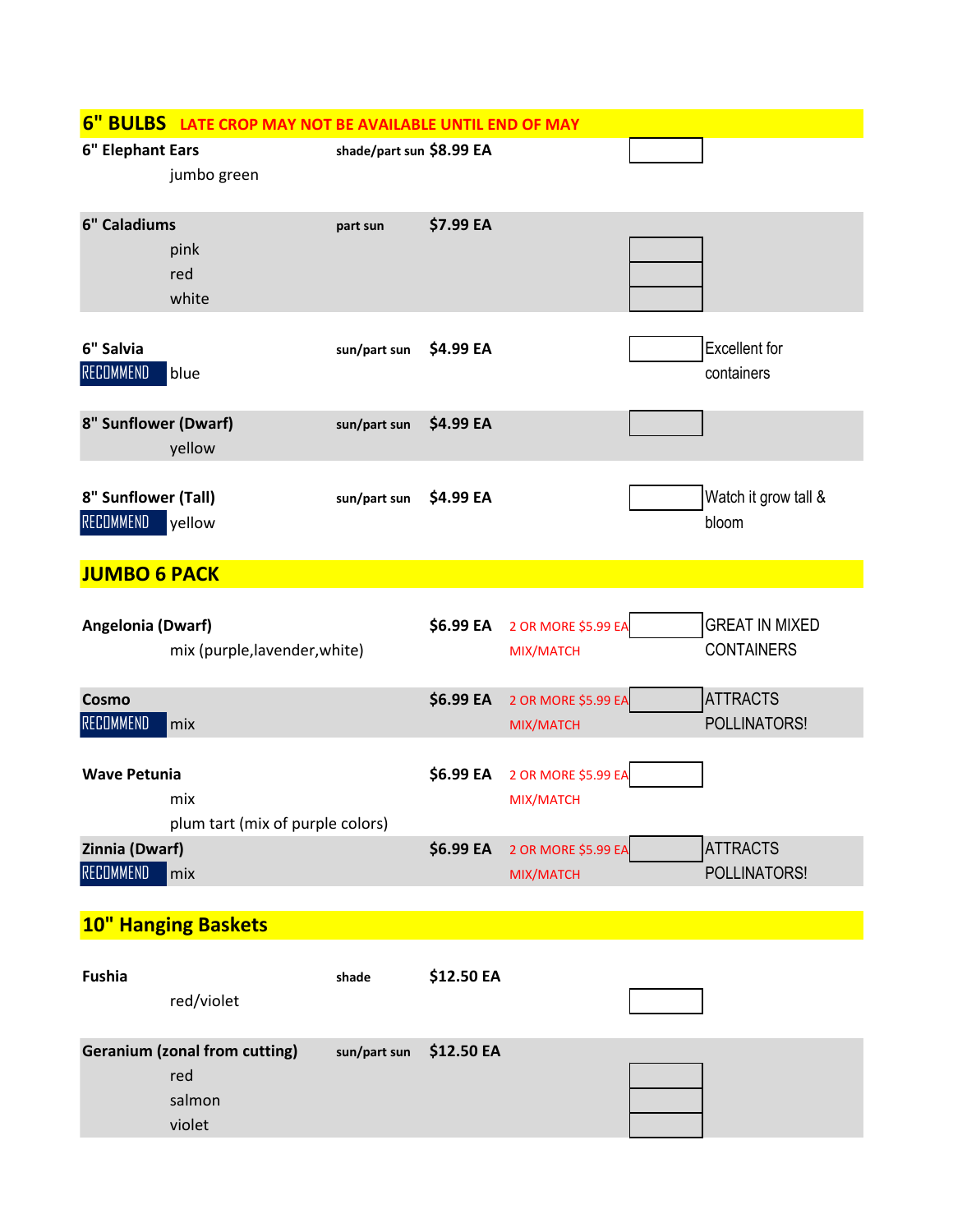## 6" BULBS LATE CROP MAY NOT BE AVAILABLE UNTIL END OF MAY

| Item | Light | Price | Discount | Qty | Notes |
|---|---|---|---|---|---|
| **6" Elephant Ears** | shade/part sun | **$8.99 EA** | | | |
| jumbo green | | | | | |
| **6" Caladiums** | part sun | **$7.99 EA** | | | |
| pink | | | | | |
| red | | | | | |
| white | | | | | |
| **6" Salvia** | sun/part sun | **$4.99 EA** | | | Excellent for containers |
| RECOMMEND blue | | | | | |
| **8" Sunflower (Dwarf)** | sun/part sun | **$4.99 EA** | | | |
| yellow | | | | | |
| **8" Sunflower (Tall)** | sun/part sun | **$4.99 EA** | | | Watch it grow tall & bloom |
| RECOMMEND yellow | | | | | |

## JUMBO 6 PACK

| Item | Light | Price | Discount | Qty | Notes |
|---|---|---|---|---|---|
| **Angelonia (Dwarf)** | | **$6.99 EA** | 2 OR MORE $5.99 EA MIX/MATCH | | GREAT IN MIXED CONTAINERS |
| mix (purple,lavender,white) | | | | | |
| **Cosmo** | | **$6.99 EA** | 2 OR MORE $5.99 EA MIX/MATCH | | ATTRACTS POLLINATORS! |
| RECOMMEND mix | | | | | |
| **Wave Petunia** | | **$6.99 EA** | 2 OR MORE $5.99 EA MIX/MATCH | | |
| mix | | | | | |
| plum tart (mix of purple colors) | | | | | |
| **Zinnia (Dwarf)** | | **$6.99 EA** | 2 OR MORE $5.99 EA MIX/MATCH | | ATTRACTS POLLINATORS! |
| RECOMMEND mix | | | | | |

## 10" Hanging Baskets

| Item | Light | Price | Discount | Qty | Notes |
|---|---|---|---|---|---|
| **Fushia** | shade | **$12.50 EA** | | | |
| red/violet | | | | | |
| **Geranium (zonal from cutting)** | sun/part sun | **$12.50 EA** | | | |
| red | | | | | |
| salmon | | | | | |
| violet | | | | | |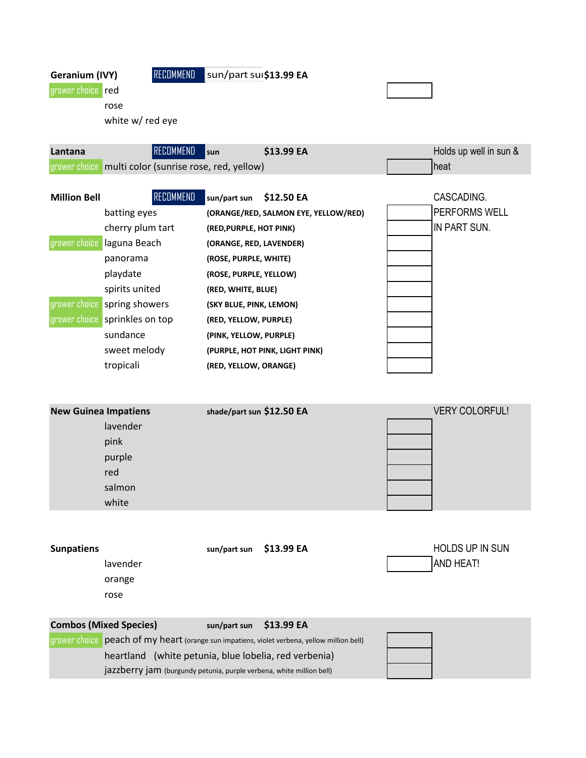| | Plant / Variety | | Light | Price | Qty | Notes |
|---|---|---|---|---|---|---|
| | **Geranium (IVY)** | RECOMMEND | sun/part sun | $13.99 EA | | |
| grower choice | red | | | | | |
| | rose | | | | | |
| | white w/ red eye | | | | | |
| | | | | | | |
| | **Lantana** | RECOMMEND | sun | $13.99 EA | | Holds up well in sun & |
| grower choice | multi color (sunrise rose, red, yellow) | | | | | heat |
| | | | | | | |
| | **Million Bell** | RECOMMEND | sun/part sun | $12.50 EA | | CASCADING. |
| | batting eyes | | (ORANGE/RED, SALMON EYE, YELLOW/RED) | | | PERFORMS WELL |
| | cherry plum tart | | (RED,PURPLE, HOT PINK) | | | IN PART SUN. |
| grower choice | laguna Beach | | (ORANGE, RED, LAVENDER) | | | |
| | panorama | | (ROSE, PURPLE, WHITE) | | | |
| | playdate | | (ROSE, PURPLE, YELLOW) | | | |
| | spirits united | | (RED, WHITE, BLUE) | | | |
| grower choice | spring showers | | (SKY BLUE, PINK, LEMON) | | | |
| grower choice | sprinkles on top | | (RED, YELLOW, PURPLE) | | | |
| | sundance | | (PINK, YELLOW, PURPLE) | | | |
| | sweet melody | | (PURPLE, HOT PINK, LIGHT PINK) | | | |
| | tropicali | | (RED, YELLOW, ORANGE) | | | |
| | | | | | | |
| | **New Guinea Impatiens** | | shade/part sun | $12.50 EA | | VERY COLORFUL! |
| | lavender | | | | | |
| | pink | | | | | |
| | purple | | | | | |
| | red | | | | | |
| | salmon | | | | | |
| | white | | | | | |
| | | | | | | |
| | **Sunpatiens** | | sun/part sun | $13.99 EA | | HOLDS UP IN SUN |
| | lavender | | | | | AND HEAT! |
| | orange | | | | | |
| | rose | | | | | |
| | | | | | | |
| | **Combos (Mixed Species)** | | sun/part sun | $13.99 EA | | |
| grower choice | peach of my heart (orange sun impatiens, violet verbena, yellow million bell) | | | | | |
| | heartland (white petunia, blue lobelia, red verbenia) | | | | | |
| | jazzberry jam (burgundy petunia, purple verbena, white million bell) | | | | | |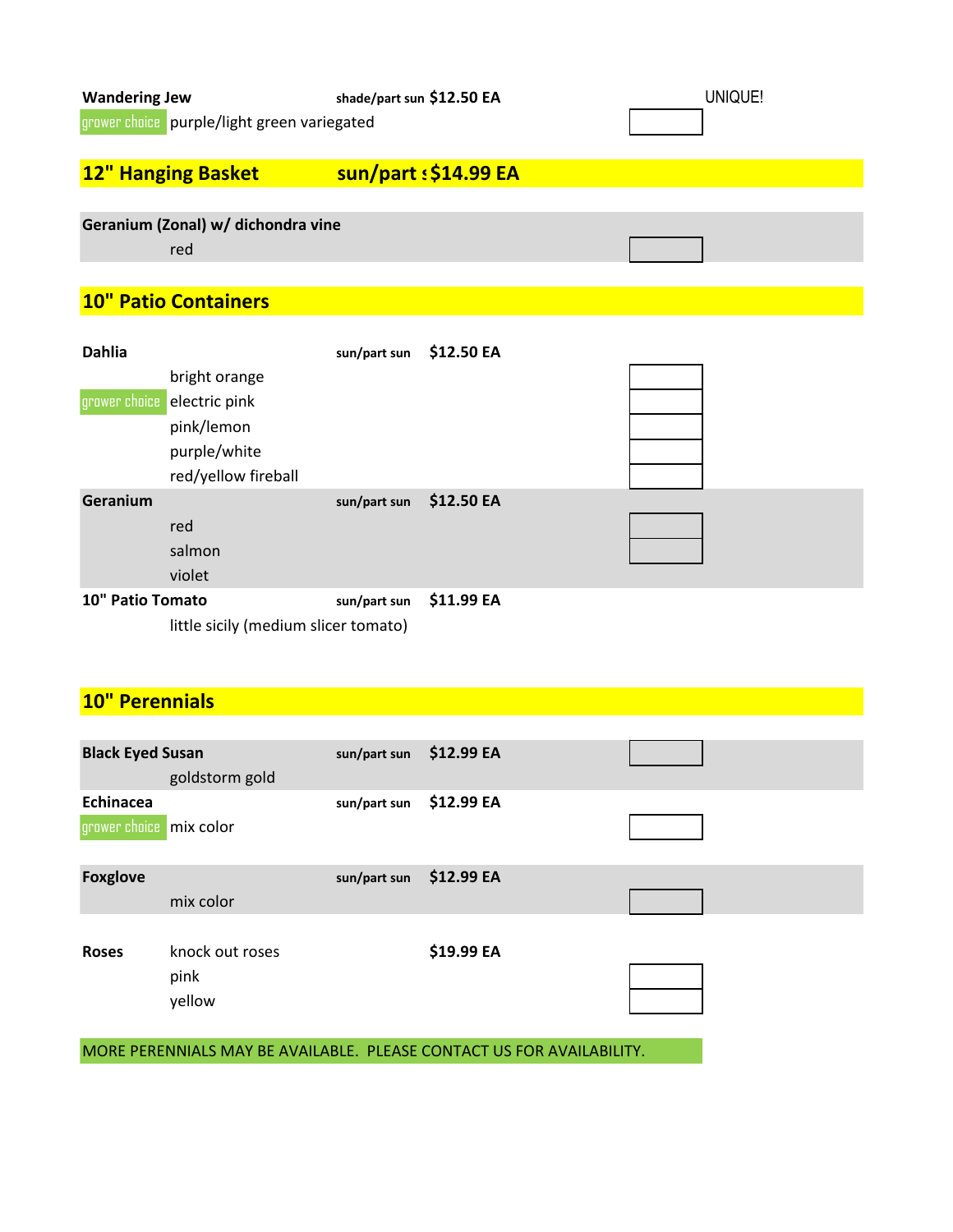| | | | | | |
|---|---|---|---|---|---|
| **Wandering Jew** | | shade/part sun | $12.50 EA | | UNIQUE! |
| grower choice | purple/light green variegated | | | | |

## 12" Hanging Basket    sun/part s $14.99 EA

| | | | | |
|---|---|---|---|---|
| **Geranium (Zonal) w/ dichondra vine** | | | | |
| | red | | | |

## 10" Patio Containers

| | | | | |
|---|---|---|---|---|
| **Dahlia** | | sun/part sun | $12.50 EA | |
| | bright orange | | | |
| grower choice | electric pink | | | |
| | pink/lemon | | | |
| | purple/white | | | |
| | red/yellow fireball | | | |
| **Geranium** | | sun/part sun | $12.50 EA | |
| | red | | | |
| | salmon | | | |
| | violet | | | |
| **10" Patio Tomato** | | sun/part sun | $11.99 EA | |
| | little sicily (medium slicer tomato) | | | |

## 10" Perennials

| | | | | |
|---|---|---|---|---|
| **Black Eyed Susan** | | sun/part sun | $12.99 EA | |
| | goldstorm gold | | | |
| **Echinacea** | | sun/part sun | $12.99 EA | |
| grower choice | mix color | | | |
| **Foxglove** | | sun/part sun | $12.99 EA | |
| | mix color | | | |
| **Roses** | knock out roses | | $19.99 EA | |
| | pink | | | |
| | yellow | | | |

MORE PERENNIALS MAY BE AVAILABLE. PLEASE CONTACT US FOR AVAILABILITY.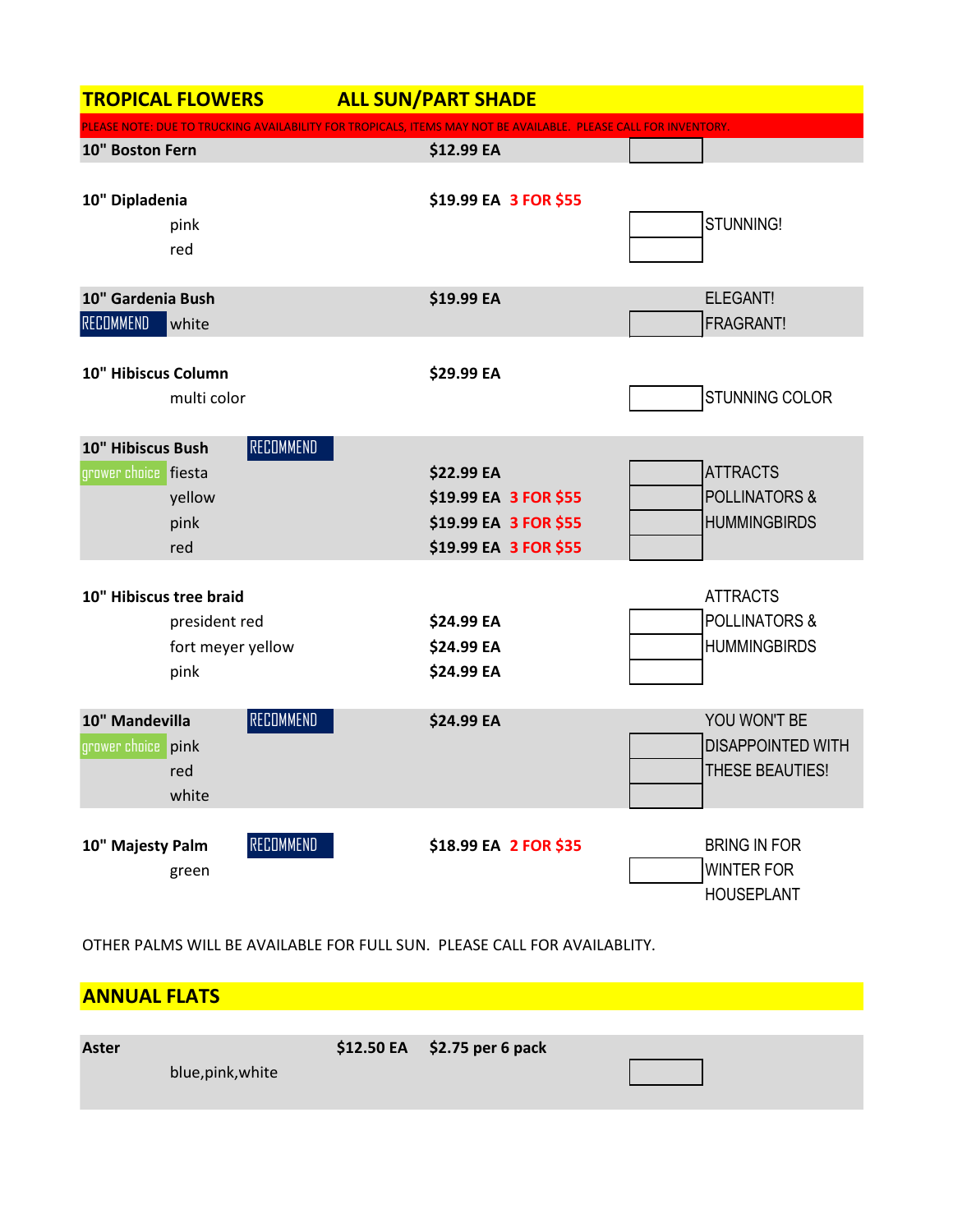## TROPICAL FLOWERS — ALL SUN/PART SHADE

PLEASE NOTE: DUE TO TRUCKING AVAILABILITY FOR TROPICALS, ITEMS MAY NOT BE AVAILABLE. PLEASE CALL FOR INVENTORY.

| Item | Variety | Price | Qty | Notes |
|---|---|---|---|---|
| **10" Boston Fern** | | **$12.99 EA** | | |
| **10" Dipladenia** | | **$19.99 EA 3 FOR $55** | | |
| | pink | | | STUNNING! |
| | red | | | |
| **10" Gardenia Bush** | | **$19.99 EA** | | ELEGANT! |
| RECOMMEND | white | | | FRAGRANT! |
| **10" Hibiscus Column** | | **$29.99 EA** | | |
| | multi color | | | STUNNING COLOR |
| **10" Hibiscus Bush** RECOMMEND | | | | |
| grower choice | fiesta | **$22.99 EA** | | ATTRACTS |
| | yellow | **$19.99 EA 3 FOR $55** | | POLLINATORS & |
| | pink | **$19.99 EA 3 FOR $55** | | HUMMINGBIRDS |
| | red | **$19.99 EA 3 FOR $55** | | |
| **10" Hibiscus tree braid** | | | | ATTRACTS |
| | president red | **$24.99 EA** | | POLLINATORS & |
| | fort meyer yellow | **$24.99 EA** | | HUMMINGBIRDS |
| | pink | **$24.99 EA** | | |
| **10" Mandevilla** RECOMMEND | | **$24.99 EA** | | YOU WON'T BE |
| grower choice | pink | | | DISAPPOINTED WITH |
| | red | | | THESE BEAUTIES! |
| | white | | | |
| **10" Majesty Palm** RECOMMEND | | **$18.99 EA 2 FOR $35** | | BRING IN FOR |
| | green | | | WINTER FOR |
| | | | | HOUSEPLANT |

OTHER PALMS WILL BE AVAILABLE FOR FULL SUN. PLEASE CALL FOR AVAILABLITY.

## ANNUAL FLATS

| Item | Variety | Price | Price | Qty |
|---|---|---|---|---|
| **Aster** | | **$12.50 EA** | **$2.75 per 6 pack** | |
| | blue,pink,white | | | |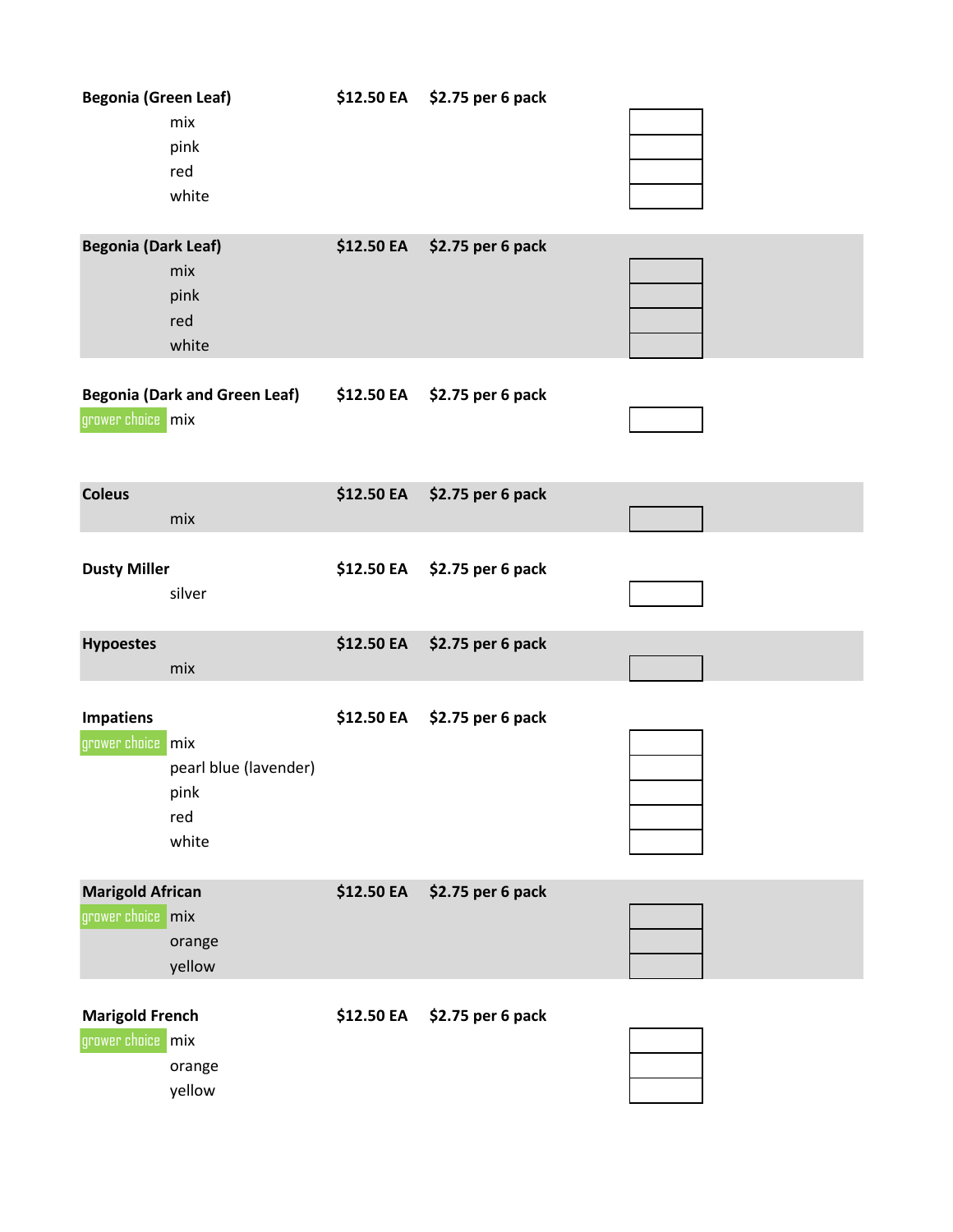| Plant | | Price Each | Price per 6 pack | Qty |
| --- | --- | --- | --- | --- |
| **Begonia (Green Leaf)** | | **$12.50 EA** | **$2.75 per 6 pack** | |
| | mix | | | |
| | pink | | | |
| | red | | | |
| | white | | | |
| **Begonia (Dark Leaf)** | | **$12.50 EA** | **$2.75 per 6 pack** | |
| | mix | | | |
| | pink | | | |
| | red | | | |
| | white | | | |
| **Begonia (Dark and Green Leaf)** | | **$12.50 EA** | **$2.75 per 6 pack** | |
| grower choice | mix | | | |
| **Coleus** | | **$12.50 EA** | **$2.75 per 6 pack** | |
| | mix | | | |
| **Dusty Miller** | | **$12.50 EA** | **$2.75 per 6 pack** | |
| | silver | | | |
| **Hypoestes** | | **$12.50 EA** | **$2.75 per 6 pack** | |
| | mix | | | |
| **Impatiens** | | **$12.50 EA** | **$2.75 per 6 pack** | |
| grower choice | mix | | | |
| | pearl blue (lavender) | | | |
| | pink | | | |
| | red | | | |
| | white | | | |
| **Marigold African** | | **$12.50 EA** | **$2.75 per 6 pack** | |
| grower choice | mix | | | |
| | orange | | | |
| | yellow | | | |
| **Marigold French** | | **$12.50 EA** | **$2.75 per 6 pack** | |
| grower choice | mix | | | |
| | orange | | | |
| | yellow | | | |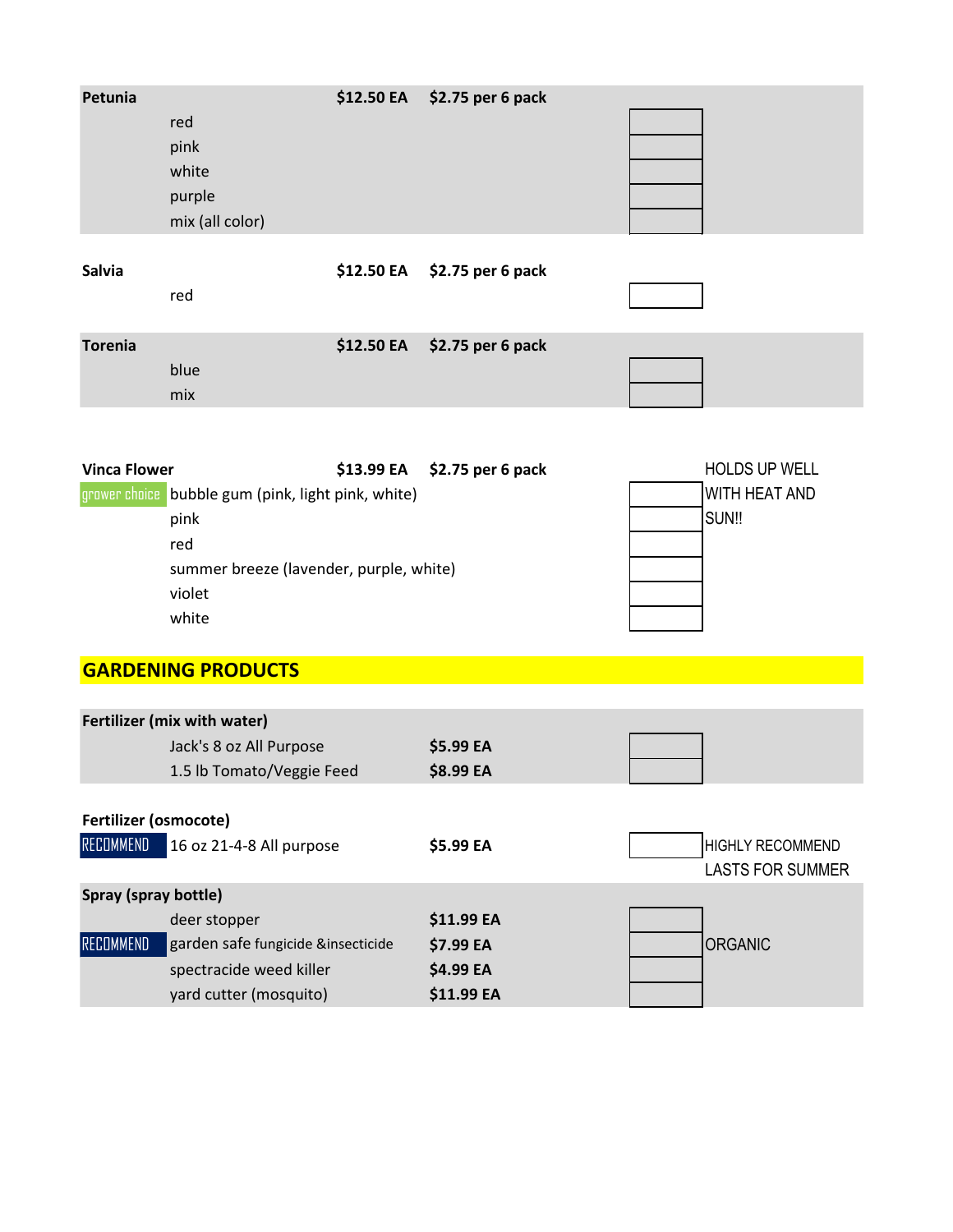| Item | | Price EA | Price 6 pack | Qty | Notes |
|---|---|---|---|---|---|
| **Petunia** | | **$12.50 EA** | **$2.75 per 6 pack** | | |
| | red | | | | |
| | pink | | | | |
| | white | | | | |
| | purple | | | | |
| | mix (all color) | | | | |
| **Salvia** | | **$12.50 EA** | **$2.75 per 6 pack** | | |
| | red | | | | |
| **Torenia** | | **$12.50 EA** | **$2.75 per 6 pack** | | |
| | blue | | | | |
| | mix | | | | |
| **Vinca Flower** | | **$13.99 EA** | **$2.75 per 6 pack** | | HOLDS UP WELL |
| grower choice | bubble gum (pink, light pink, white) | | | | WITH HEAT AND |
| | pink | | | | SUN!! |
| | red | | | | |
| | summer breeze (lavender, purple, white) | | | | |
| | violet | | | | |
| | white | | | | |

## GARDENING PRODUCTS

| Item | | Price | Qty | Notes |
|---|---|---|---|---|
| **Fertilizer (mix with water)** | | | | |
| | Jack's 8 oz All Purpose | **$5.99 EA** | | |
| | 1.5 lb Tomato/Veggie Feed | **$8.99 EA** | | |
| **Fertilizer (osmocote)** | | | | |
| RECOMMEND | 16 oz 21-4-8 All purpose | **$5.99 EA** | | HIGHLY RECOMMEND LASTS FOR SUMMER |
| **Spray (spray bottle)** | | | | |
| | deer stopper | **$11.99 EA** | | |
| RECOMMEND | garden safe fungicide &insecticide | **$7.99 EA** | | ORGANIC |
| | spectracide weed killer | **$4.99 EA** | | |
| | yard cutter (mosquito) | **$11.99 EA** | | |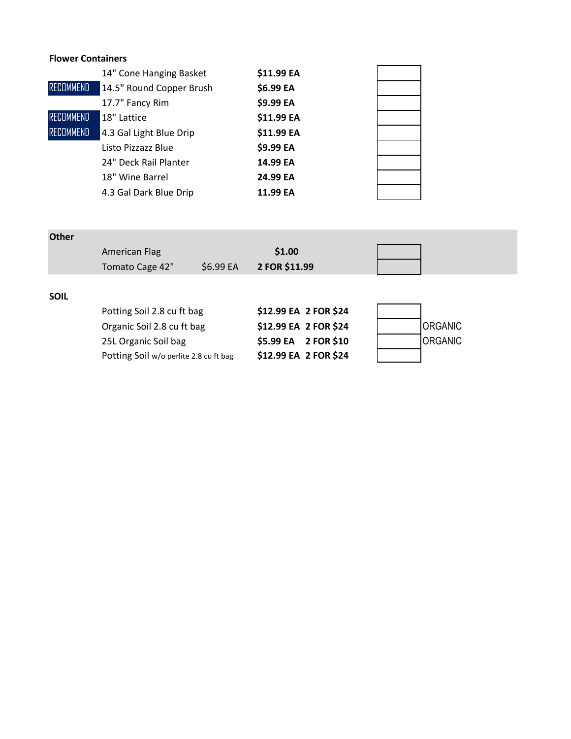### Flower Containers

| | Item | Price | Qty |
|---|---|---|---|
| | 14" Cone Hanging Basket | **$11.99 EA** | |
| RECOMMEND | 14.5" Round Copper Brush | **$6.99 EA** | |
| | 17.7" Fancy Rim | **$9.99 EA** | |
| RECOMMEND | 18" Lattice | **$11.99 EA** | |
| RECOMMEND | 4.3 Gal Light Blue Drip | **$11.99 EA** | |
| | Listo Pizzazz Blue | **$9.99 EA** | |
| | 24" Deck Rail Planter | **14.99 EA** | |
| | 18" Wine Barrel | **24.99 EA** | |
| | 4.3 Gal Dark Blue Drip | **11.99 EA** | |

### Other

| Item | | Price | Qty |
|---|---|---|---|
| American Flag | | **$1.00** | |
| Tomato Cage 42" | $6.99 EA | **2 FOR $11.99** | |

### SOIL

| Item | Price | | Qty | |
|---|---|---|---|---|
| Potting Soil 2.8 cu ft bag | **$12.99 EA** | **2 FOR $24** | | |
| Organic Soil 2.8 cu ft bag | **$12.99 EA** | **2 FOR $24** | | ORGANIC |
| 25L Organic Soil bag | **$5.99 EA** | **2 FOR $10** | | ORGANIC |
| Potting Soil w/o perlite 2.8 cu ft bag | **$12.99 EA** | **2 FOR $24** | | |